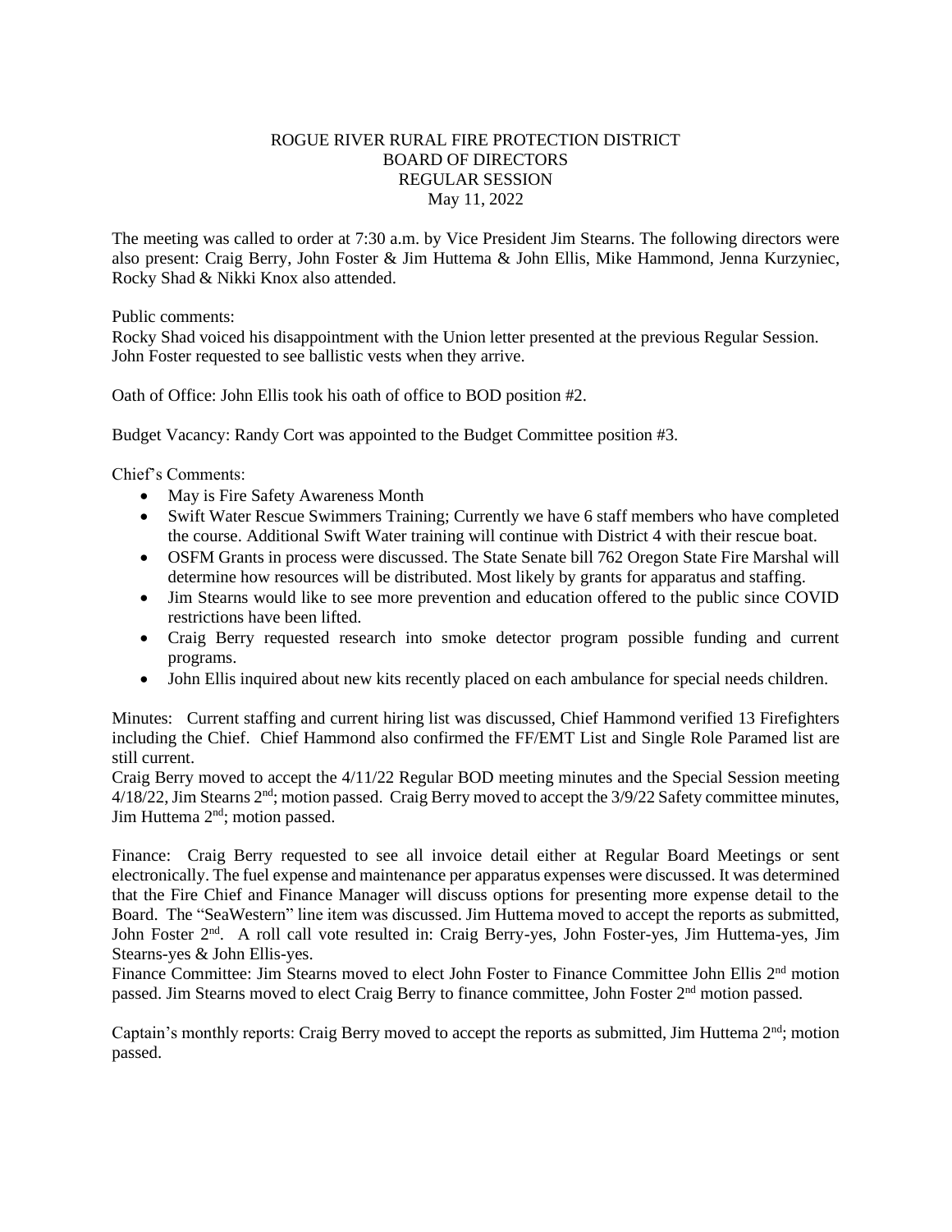# ROGUE RIVER RURAL FIRE PROTECTION DISTRICT
## BOARD OF DIRECTORS
## REGULAR SESSION
### May 11, 2022

The meeting was called to order at 7:30 a.m. by Vice President Jim Stearns. The following directors were also present: Craig Berry, John Foster & Jim Huttema & John Ellis, Mike Hammond, Jenna Kurzyniec, Rocky Shad & Nikki Knox also attended.

Public comments:
Rocky Shad voiced his disappointment with the Union letter presented at the previous Regular Session. John Foster requested to see ballistic vests when they arrive.

Oath of Office: John Ellis took his oath of office to BOD position #2.

Budget Vacancy: Randy Cort was appointed to the Budget Committee position #3.

Chief's Comments:

- May is Fire Safety Awareness Month
- Swift Water Rescue Swimmers Training; Currently we have 6 staff members who have completed the course. Additional Swift Water training will continue with District 4 with their rescue boat.
- OSFM Grants in process were discussed. The State Senate bill 762 Oregon State Fire Marshal will determine how resources will be distributed. Most likely by grants for apparatus and staffing.
- Jim Stearns would like to see more prevention and education offered to the public since COVID restrictions have been lifted.
- Craig Berry requested research into smoke detector program possible funding and current programs.
- John Ellis inquired about new kits recently placed on each ambulance for special needs children.

Minutes: Current staffing and current hiring list was discussed, Chief Hammond verified 13 Firefighters including the Chief. Chief Hammond also confirmed the FF/EMT List and Single Role Paramed list are still current.
Craig Berry moved to accept the 4/11/22 Regular BOD meeting minutes and the Special Session meeting 4/18/22, Jim Stearns 2nd; motion passed. Craig Berry moved to accept the 3/9/22 Safety committee minutes, Jim Huttema 2nd; motion passed.

Finance: Craig Berry requested to see all invoice detail either at Regular Board Meetings or sent electronically. The fuel expense and maintenance per apparatus expenses were discussed. It was determined that the Fire Chief and Finance Manager will discuss options for presenting more expense detail to the Board. The "SeaWestern" line item was discussed. Jim Huttema moved to accept the reports as submitted, John Foster 2nd. A roll call vote resulted in: Craig Berry-yes, John Foster-yes, Jim Huttema-yes, Jim Stearns-yes & John Ellis-yes.
Finance Committee: Jim Stearns moved to elect John Foster to Finance Committee John Ellis 2nd motion passed. Jim Stearns moved to elect Craig Berry to finance committee, John Foster 2nd motion passed.

Captain's monthly reports: Craig Berry moved to accept the reports as submitted, Jim Huttema 2nd; motion passed.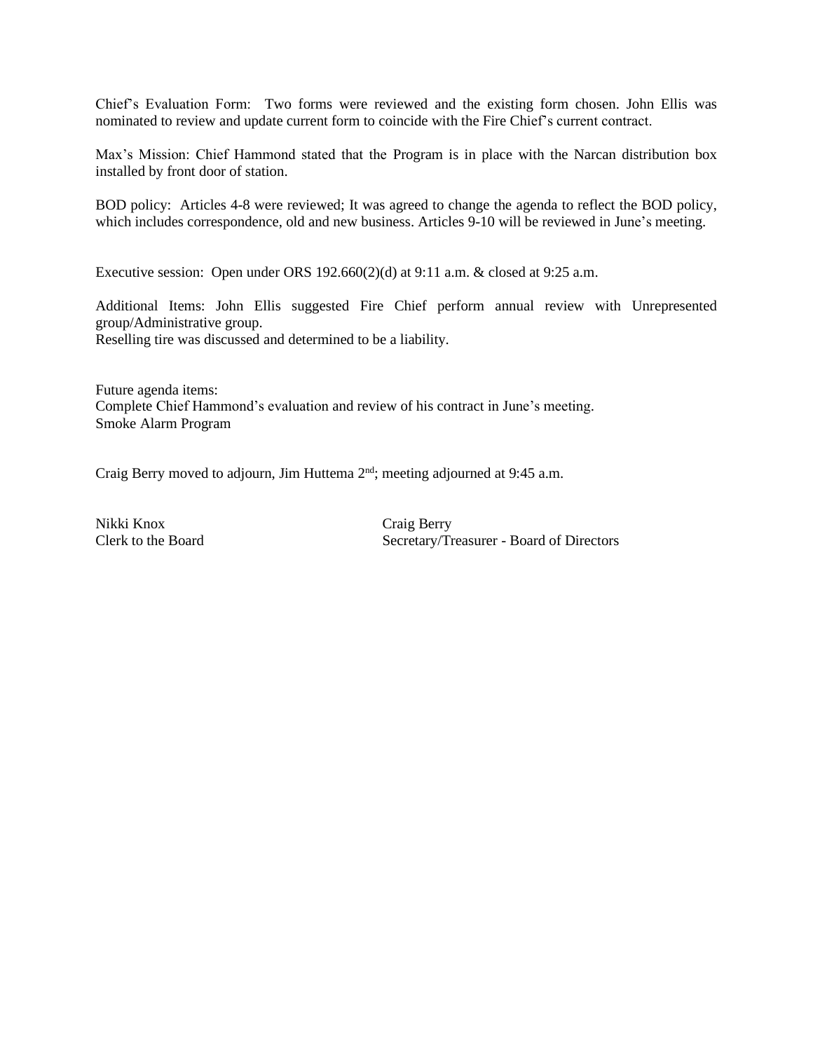Chief's Evaluation Form: Two forms were reviewed and the existing form chosen. John Ellis was nominated to review and update current form to coincide with the Fire Chief's current contract.

Max's Mission: Chief Hammond stated that the Program is in place with the Narcan distribution box installed by front door of station.

BOD policy: Articles 4-8 were reviewed; It was agreed to change the agenda to reflect the BOD policy, which includes correspondence, old and new business. Articles 9-10 will be reviewed in June's meeting.

Executive session: Open under ORS 192.660(2)(d) at 9:11 a.m. & closed at 9:25 a.m.

Additional Items: John Ellis suggested Fire Chief perform annual review with Unrepresented group/Administrative group.
Reselling tire was discussed and determined to be a liability.

Future agenda items:
Complete Chief Hammond's evaluation and review of his contract in June's meeting.
Smoke Alarm Program

Craig Berry moved to adjourn, Jim Huttema 2nd; meeting adjourned at 9:45 a.m.

| | |
|---|---|
| Nikki Knox | Craig Berry |
| Clerk to the Board | Secretary/Treasurer - Board of Directors |